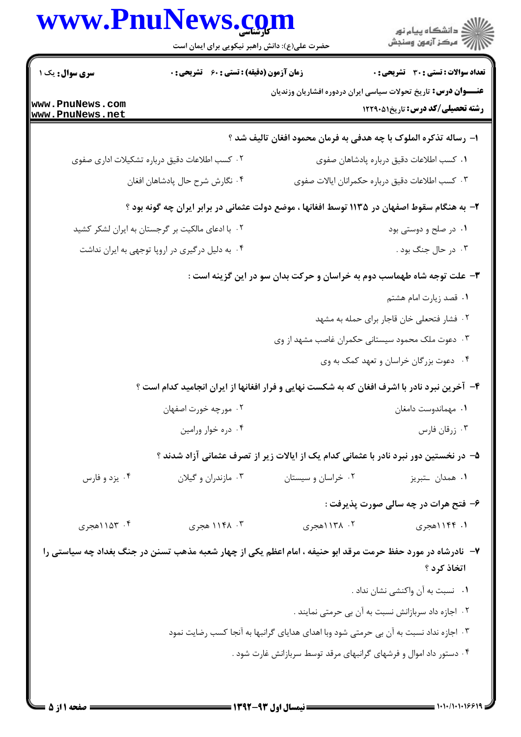**سری سوال:** یک ۱

**زمان آزمون (دقیقه) : تستی : ۶۰ تشریحی : ۰**

**تعداد سوالات : تستی : ۳۰ تشریحی : ۰**

**عنـــوان درس:** تاریخ تحولات سیاسی ایران دردوره افشاریان وزندیان

**رشته تحصیلی/کد درس:** تاریخ۱۲۲۹۰۵۱

**۱- رساله تذکره الملوک با چه هدفی به فرمان محمود افغان تالیف شد ؟**

۱. کسب اطلاعات دقیق درباره پادشاهان صفوی

۲. کسب اطلاعات دقیق درباره تشکیلات اداری صفوی

۳. کسب اطلاعات دقیق درباره حکمرانان ایالات صفوی

۴. نگارش شرح حال پادشاهان افغان

**۲- به هنگام سقوط اصفهان در ۱۱۳۵ توسط افغانها ، موضع دولت عثمانی در برابر ایران چه گونه بود ؟**

۱. در صلح و دوستی بود

۲. با ادعای مالکیت بر گرجستان به ایران لشکر کشید

۳. در حال جنگ بود .

۴. به دلیل درگیری در اروپا توجهی به ایران نداشت

**۳- علت توجه شاه طهماسب دوم به خراسان و حرکت بدان سو در این گزینه است :**

۱. قصد زیارت امام هشتم

۲. فشار فتحعلی خان قاجار برای حمله به مشهد

۳. دعوت ملک محمود سیستانی حکمران غاصب مشهد از وی

۴. دعوت بزرگان خراسان و تعهد کمک به وی

**۴- آخرین نبرد نادر با اشرف افغان که به شکست نهایی و فرار افغانها از ایران انجامید کدام است ؟**

۱. مهماندوست دامغان

۲. مورچه خورت اصفهان

۳. زرقان فارس

۴. دره خوار ورامین

**۵- در نخستین دور نبرد نادر با عثمانی کدام یک از ایالات زیر از تصرف عثمانی آزاد شدند ؟**

۱. همدان ـتبریز

۲. خراسان و سیستان

۳. مازندران و گیلان

۴. یزد و فارس

**۶- فتح هرات در چه سالی صورت پذیرفت :**

۱. ۱۱۴۴هجری

۲. ۱۱۳۸هجری

۳. ۱۱۴۸ هجری

۴. ۱۱۵۳هجری

**۷- نادرشاه در مورد حفظ حرمت مرقد ابو حنیفه ، امام اعظم یکی از چهار شعبه مذهب تسنن در جنگ بغداد چه سیاستی را اتخاذ کرد ؟**

۱. نسبت به آن واکنشی نشان نداد .

۲. اجازه داد سربازانش نسبت به آن بی حرمتی نمایند .

۳. اجازه نداد نسبت به آن بی حرمتی شود وبا اهدای هدایای گرانبها به آنجا کسب رضایت نمود

۴. دستور داد اموال و فرشهای گرانبهای مرقد توسط سربازانش غارت شود .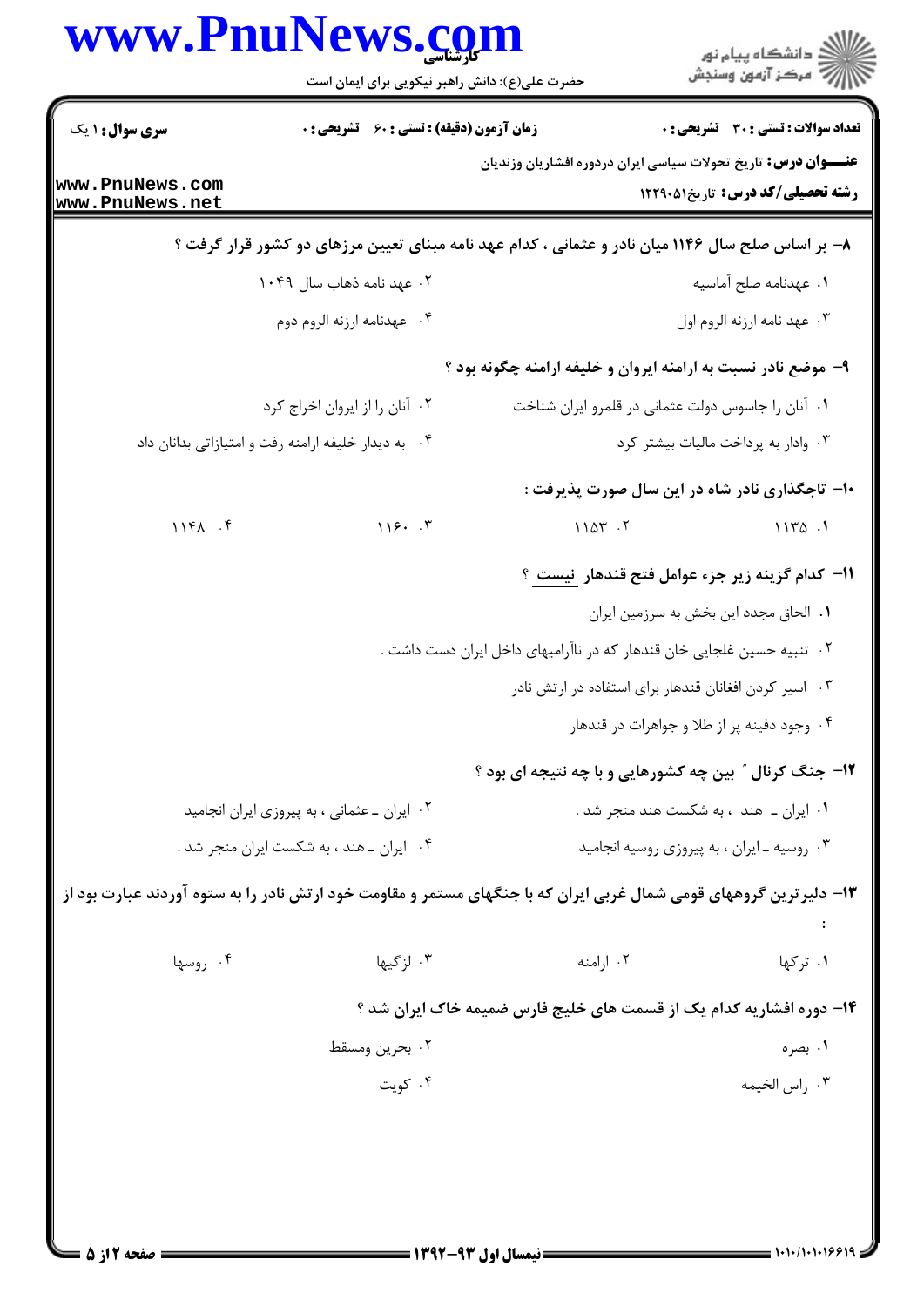**عنـــوان درس:** تاریخ تحولات سیاسی ایران دردوره افشاریان وزندیان

**رشته تحصیلی/کد درس:** تاریخ۱۲۲۹۰۵۱

**سری سوال:** ۱ یک | **زمان آزمون (دقیقه) : تستی :** ۶۰ **تشریحی :** ۰ | **تعداد سوالات : تستی :** ۳۰ **تشریحی :** ۰

۸- بر اساس صلح سال ۱۱۴۶ میان نادر و عثمانی ، کدام عهد نامه مبنای تعیین مرزهای دو کشور قرار گرفت ؟

۱. عهدنامه صلح آماسیه

۲. عهد نامه ذهاب سال ۱۰۴۹

۳. عهد نامه ارزنه الروم اول

۴. عهدنامه ارزنه الروم دوم

۹- موضع نادر نسبت به ارامنه ایروان و خلیفه ارامنه چگونه بود ؟

۱. آنان را جاسوس دولت عثمانی در قلمرو ایران شناخت

۲. آنان را از ایروان اخراج کرد

۳. وادار به پرداخت مالیات بیشتر کرد

۴. به دیدار خلیفه ارامنه رفت و امتیازاتی بدانان داد

۱۰- تاجگذاری نادر شاه در این سال صورت پذیرفت :

۱. ۱۱۳۵

۲. ۱۱۵۳

۳. ۱۱۶۰

۴. ۱۱۴۸

۱۱- کدام گزینه زیر جزء عوامل فتح قندهار نیست ؟

۱. الحاق مجدد این بخش به سرزمین ایران

۲. تنبیه حسین غلجایی خان قندهار که در ناآرامیهای داخل ایران دست داشت .

۳. اسیر کردن افغانان قندهار برای استفاده در ارتش نادر

۴. وجود دفینه پر از طلا و جواهرات در قندهار

۱۲- جنگ کرنال " بین چه کشورهایی و با چه نتیجه ای بود ؟

۱. ایران ـ هند ، به شکست هند منجر شد .

۲. ایران ـ عثمانی ، به پیروزی ایران انجامید

۳. روسیه ـ ایران ، به پیروزی روسیه انجامید

۴. ایران ـ هند ، به شکست ایران منجر شد .

۱۳- دلیرترین گروههای قومی شمال غربی ایران که با جنگهای مستمر و مقاومت خود ارتش نادر را به ستوه آوردند عبارت بود از :

۱. ترکها

۲. ارامنه

۳. لزگیها

۴. روسها

۱۴- دوره افشاریه کدام یک از قسمت های خلیج فارس ضمیمه خاک ایران شد ؟

۱. بصره

۲. بحرین ومسقط

۳. راس الخیمه

۴. کویت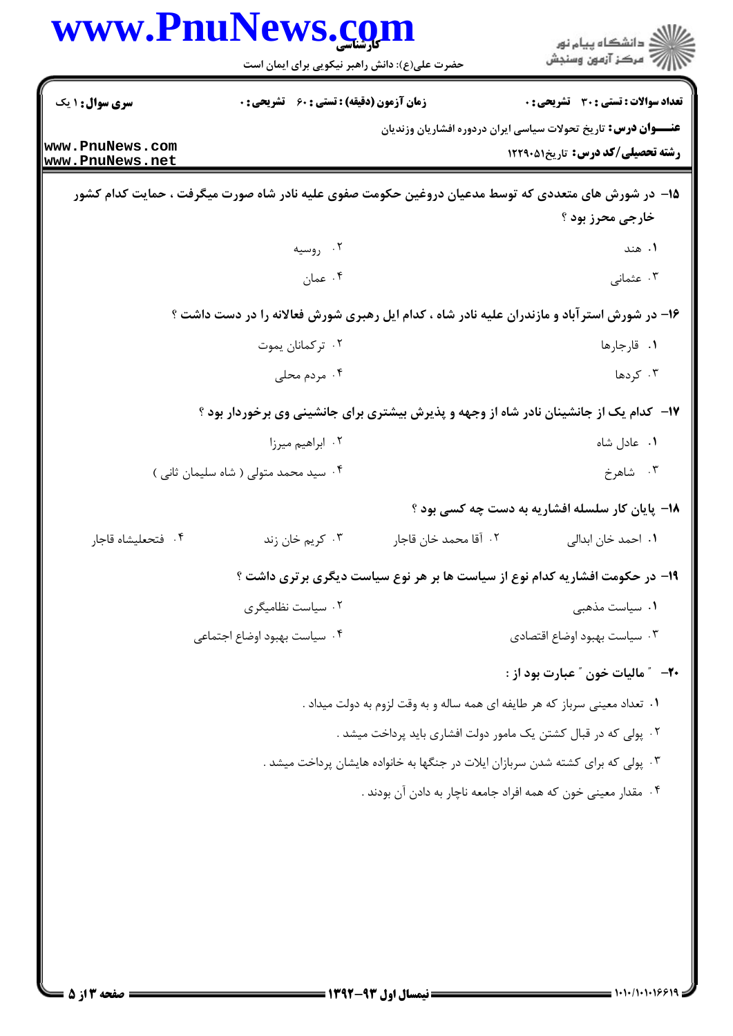۱۵- در شورش های متعددی که توسط مدعیان دروغین حکومت صفوی علیه نادر شاه صورت میگرفت ، حمایت کدام کشور خارجی محرز بود ؟

۱. هند
۲. روسیه
۳. عثمانی
۴. عمان

۱۶- در شورش استرآباد و مازندران علیه نادر شاه ، کدام ایل رهبری شورش فعالانه را در دست داشت ؟

۱. قارجارها
۲. ترکمانان یموت
۳. کردها
۴. مردم محلی

۱۷- کدام یک از جانشینان نادر شاه از وجهه و پذیرش بیشتری برای جانشینی وی برخوردار بود ؟

۱. عادل شاه
۲. ابراهیم میرزا
۳. شاهرخ
۴. سید محمد متولی ( شاه سلیمان ثانی )

۱۸- پایان کار سلسله افشاریه به دست چه کسی بود ؟

۱. احمد خان ابدالی
۲. آقا محمد خان قاجار
۳. کریم خان زند
۴. فتحعلیشاه قاجار

۱۹- در حکومت افشاریه کدام نوع از سیاست ها بر هر نوع سیاست دیگری برتری داشت ؟

۱. سیاست مذهبی
۲. سیاست نظامیگری
۳. سیاست بهبود اوضاع اقتصادی
۴. سیاست بهبود اوضاع اجتماعی

۲۰- " مالیات خون " عبارت بود از :

۱. تعداد معینی سرباز که هر طایفه ای همه ساله و به وقت لزوم به دولت میداد .
۲. پولی که در قبال کشتن یک مامور دولت افشاری باید پرداخت میشد .
۳. پولی که برای کشته شدن سربازان ایلات در جنگها به خانواده هایشان پرداخت میشد .
۴. مقدار معینی خون که همه افراد جامعه ناچار به دادن آن بودند .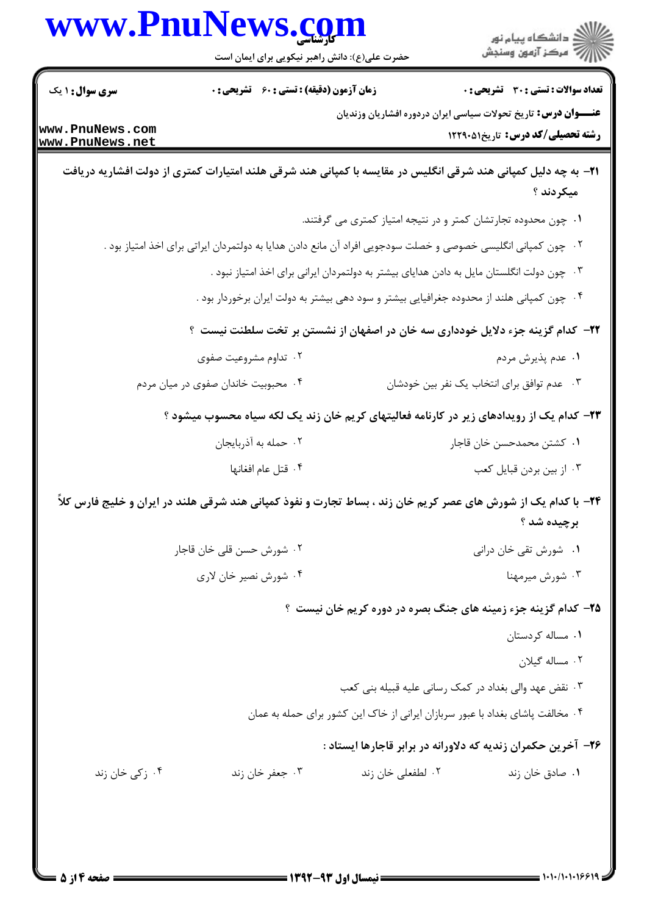**تعداد سوالات : تستی : ۳۰  تشریحی : ۰**
**زمان آزمون (دقیقه) : تستی : ۶۰  تشریحی : ۰**
**سری سوال : ۱ یک**

**عنـــوان درس :** تاریخ تحولات سیاسی ایران دردوره افشاریان وزندیان

**رشته تحصیلی/کد درس :** تاریخ۱۲۲۹۰۵۱

**۲۱- به چه دلیل کمپانی هند شرقی انگلیس در مقایسه با کمپانی هند شرقی هلند امتیارات کمتری از دولت افشاریه دریافت میکردند ؟**

۱. چون محدوده تجارتشان کمتر و در نتیجه امتیاز کمتری می گرفتند.

۲. چون کمپانی انگلیسی خصوصی و خصلت سودجویی افراد آن مانع دادن هدایا به دولتمردان ایراتی برای اخذ امتیاز بود .

۳. چون دولت انگلستان مایل به دادن هدایای بیشتر به دولتمردان ایرانی برای اخذ امتیاز نبود .

۴. چون کمپانی هلند از محدوده جغرافیایی بیشتر و سود دهی بیشتر به دولت ایران برخوردار بود .

**۲۲- کدام گزینه جزء دلایل خودداری سه خان در اصفهان از نشستن بر تخت سلطنت نیست ؟**

۱. عدم پذیرش مردم

۲. تداوم مشروعیت صفوی

۳. عدم توافق برای انتخاب یک نفر بین خودشان

۴. محبوبیت خاندان صفوی در میان مردم

**۲۳- کدام یک از رویدادهای زیر در کارنامه فعالیتهای کریم خان زند یک لکه سیاه محسوب میشود ؟**

۱. کشتن محمدحسن خان قاجار

۲. حمله به آذربایجان

۳. از بین بردن قبایل کعب

۴. قتل عام افغانها

**۲۴- با کدام یک از شورش های عصر کریم خان زند ، بساط تجارت و نفوذ کمپانی هند شرقی هلند در ایران و خلیج فارس کلاً برچیده شد ؟**

۱. شورش تقی خان درانی

۲. شورش حسن قلی خان قاجار

۳. شورش میرمهنا

۴. شورش نصیر خان لاری

**۲۵- کدام گزینه جزء زمینه های جنگ بصره در دوره کریم خان نیست ؟**

۱. مساله کردستان

۲. مساله گیلان

۳. نقض عهد والی بغداد در کمک رسانی علیه قبیله بنی کعب

۴. مخالفت پاشای بغداد با عبور سربازان ایرانی از خاک این کشور برای حمله به عمان

**۲۶- آخرین حکمران زندیه که دلاورانه در برابر قاجارها ایستاد :**

۱. صادق خان زند

۲. لطفعلی خان زند

۳. جعفر خان زند

۴. زکی خان زند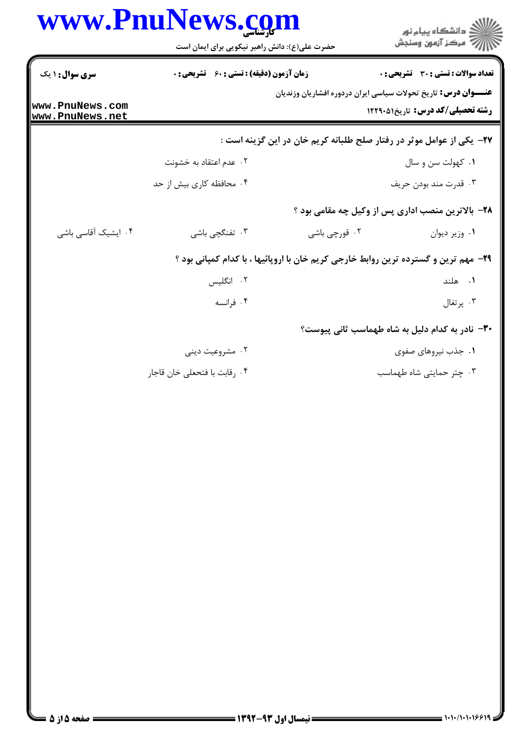**۲۷- یکی از عوامل موثر در رفتار صلح طلبانه کریم خان در این گزینه است :**

۱. کهولت سن و سال

۲. عدم اعتقاد به خشونت

۳. قدرت مند بودن حریف

۴. محافظه کاری بیش از حد

**۲۸- بالاترین منصب اداری پس از وکیل چه مقامی بود ؟**

۱. وزیر دیوان

۲. قورچی باشی

۳. تفنگچی باشی

۴. ایشیک آقاسی باشی

**۲۹- مهم ترین و گسترده ترین روابط خارجی کریم خان با اروپائیها ، با کدام کمپانی بود ؟**

۱. هلند

۲. انگلیس

۳. پرتغال

۴. فرانسه

**۳۰- نادر به کدام دلیل به شاه طهماسب ثانی پیوست؟**

۱. جذب نیروهای صفوی

۲. مشروعیت دینی

۳. چتر حمایتی شاه طهماسب

۴. رقابت با فتحعلی خان قاجار